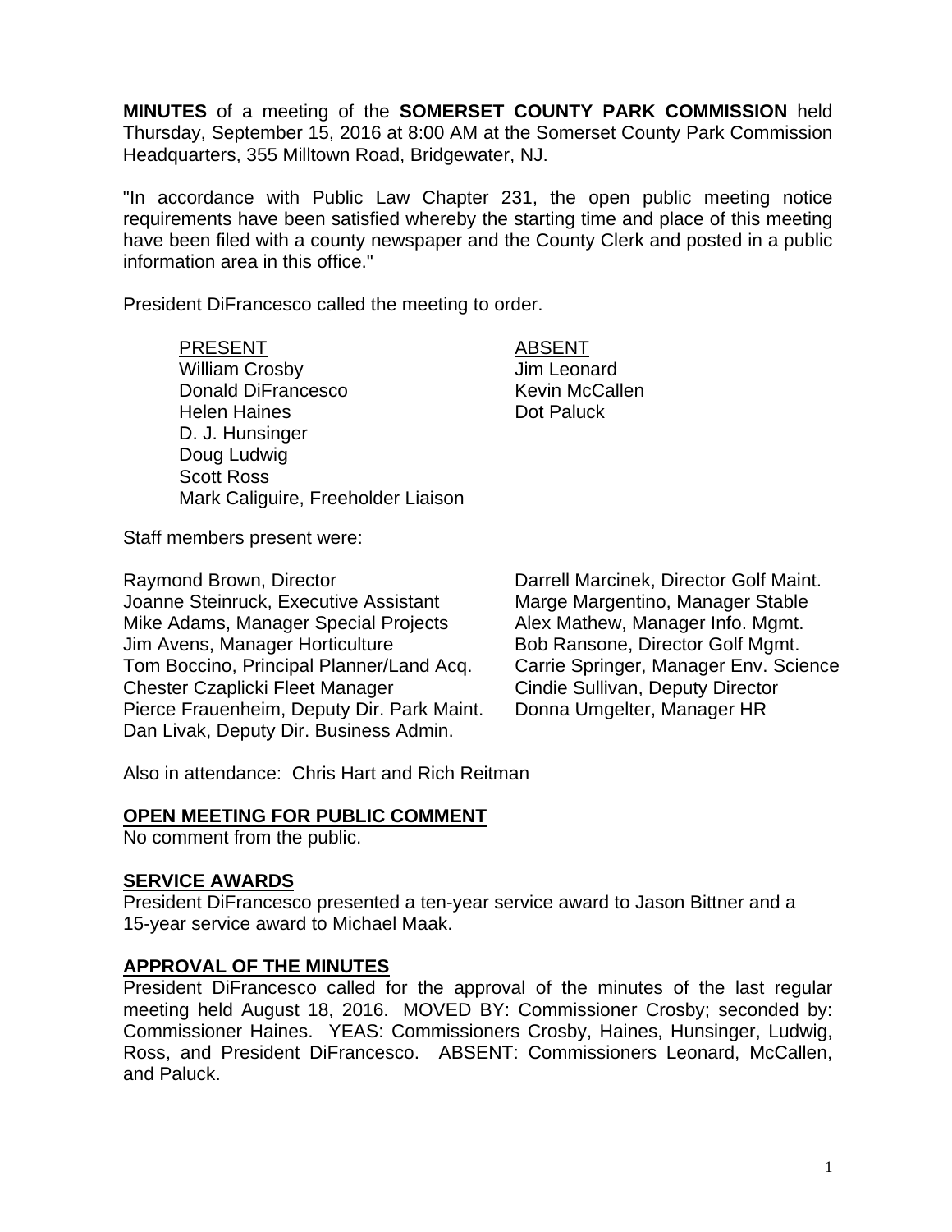**MINUTES** of a meeting of the **SOMERSET COUNTY PARK COMMISSION** held Thursday, September 15, 2016 at 8:00 AM at the Somerset County Park Commission Headquarters, 355 Milltown Road, Bridgewater, NJ.

"In accordance with Public Law Chapter 231, the open public meeting notice requirements have been satisfied whereby the starting time and place of this meeting have been filed with a county newspaper and the County Clerk and posted in a public information area in this office."

President DiFrancesco called the meeting to order.

| PRESENT | ABSENT |
|---|---|
| William Crosby | Jim Leonard |
| Donald DiFrancesco | Kevin McCallen |
| Helen Haines | Dot Paluck |
| D. J. Hunsinger | |
| Doug Ludwig | |
| Scott Ross | |
| Mark Caliguire, Freeholder Liaison | |

Staff members present were:

Raymond Brown, Director
Joanne Steinruck, Executive Assistant
Mike Adams, Manager Special Projects
Jim Avens, Manager Horticulture
Tom Boccino, Principal Planner/Land Acq.
Chester Czaplicki Fleet Manager
Pierce Frauenheim, Deputy Dir. Park Maint.
Dan Livak, Deputy Dir. Business Admin.
Darrell Marcinek, Director Golf Maint.
Marge Margentino, Manager Stable
Alex Mathew, Manager Info. Mgmt.
Bob Ransone, Director Golf Mgmt.
Carrie Springer, Manager Env. Science
Cindie Sullivan, Deputy Director
Donna Umgelter, Manager HR

Also in attendance: Chris Hart and Rich Reitman

## OPEN MEETING FOR PUBLIC COMMENT

No comment from the public.

## SERVICE AWARDS

President DiFrancesco presented a ten-year service award to Jason Bittner and a 15-year service award to Michael Maak.

## APPROVAL OF THE MINUTES

President DiFrancesco called for the approval of the minutes of the last regular meeting held August 18, 2016. MOVED BY: Commissioner Crosby; seconded by: Commissioner Haines. YEAS: Commissioners Crosby, Haines, Hunsinger, Ludwig, Ross, and President DiFrancesco. ABSENT: Commissioners Leonard, McCallen, and Paluck.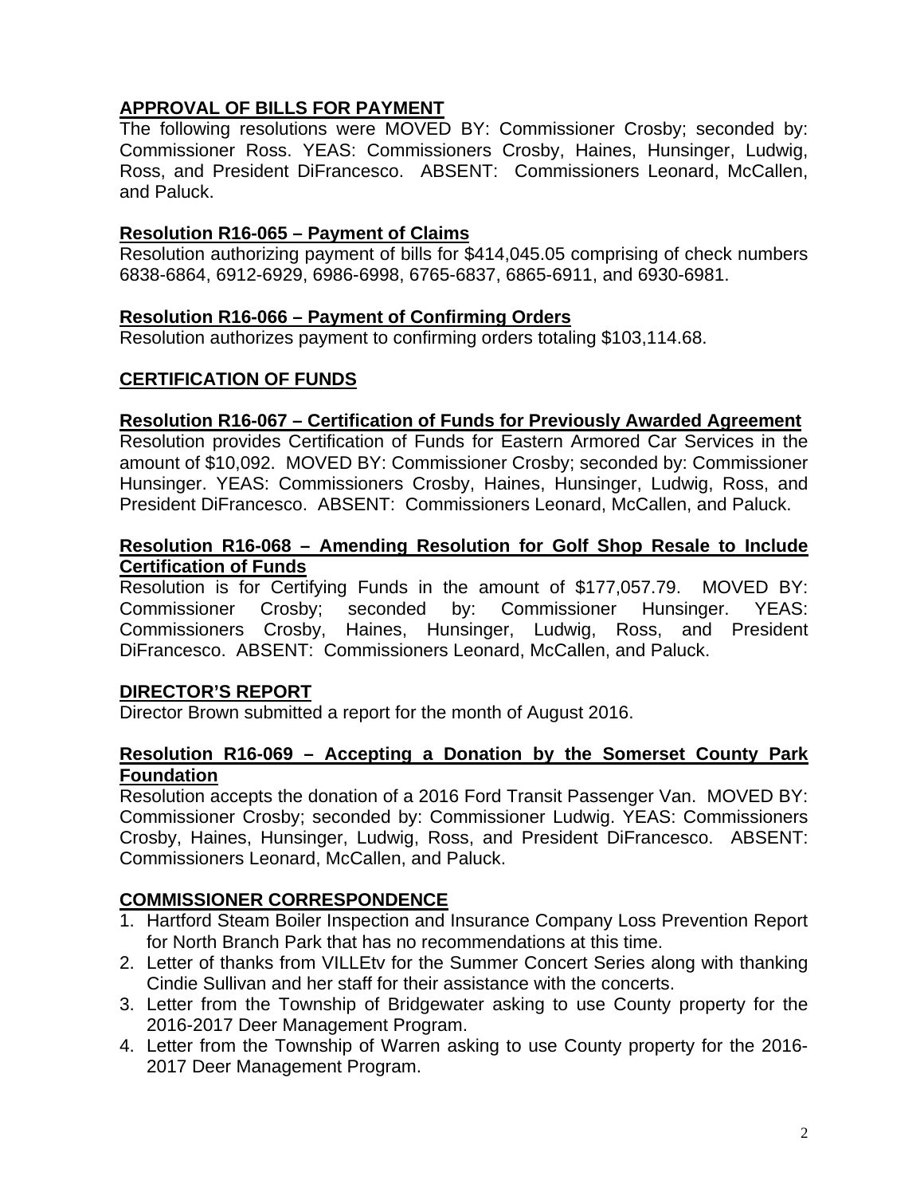**APPROVAL OF BILLS FOR PAYMENT**

The following resolutions were MOVED BY: Commissioner Crosby; seconded by: Commissioner Ross. YEAS: Commissioners Crosby, Haines, Hunsinger, Ludwig, Ross, and President DiFrancesco. ABSENT: Commissioners Leonard, McCallen, and Paluck.

**Resolution R16-065 – Payment of Claims**

Resolution authorizing payment of bills for $414,045.05 comprising of check numbers 6838-6864, 6912-6929, 6986-6998, 6765-6837, 6865-6911, and 6930-6981.

**Resolution R16-066 – Payment of Confirming Orders**

Resolution authorizes payment to confirming orders totaling $103,114.68.

**CERTIFICATION OF FUNDS**

**Resolution R16-067 – Certification of Funds for Previously Awarded Agreement**

Resolution provides Certification of Funds for Eastern Armored Car Services in the amount of $10,092. MOVED BY: Commissioner Crosby; seconded by: Commissioner Hunsinger. YEAS: Commissioners Crosby, Haines, Hunsinger, Ludwig, Ross, and President DiFrancesco. ABSENT: Commissioners Leonard, McCallen, and Paluck.

**Resolution R16-068 – Amending Resolution for Golf Shop Resale to Include Certification of Funds**

Resolution is for Certifying Funds in the amount of $177,057.79. MOVED BY: Commissioner Crosby; seconded by: Commissioner Hunsinger. YEAS: Commissioners Crosby, Haines, Hunsinger, Ludwig, Ross, and President DiFrancesco. ABSENT: Commissioners Leonard, McCallen, and Paluck.

**DIRECTOR'S REPORT**

Director Brown submitted a report for the month of August 2016.

**Resolution R16-069 – Accepting a Donation by the Somerset County Park Foundation**

Resolution accepts the donation of a 2016 Ford Transit Passenger Van. MOVED BY: Commissioner Crosby; seconded by: Commissioner Ludwig. YEAS: Commissioners Crosby, Haines, Hunsinger, Ludwig, Ross, and President DiFrancesco. ABSENT: Commissioners Leonard, McCallen, and Paluck.

**COMMISSIONER CORRESPONDENCE**

1. Hartford Steam Boiler Inspection and Insurance Company Loss Prevention Report for North Branch Park that has no recommendations at this time.
2. Letter of thanks from VILLEtv for the Summer Concert Series along with thanking Cindie Sullivan and her staff for their assistance with the concerts.
3. Letter from the Township of Bridgewater asking to use County property for the 2016-2017 Deer Management Program.
4. Letter from the Township of Warren asking to use County property for the 2016-2017 Deer Management Program.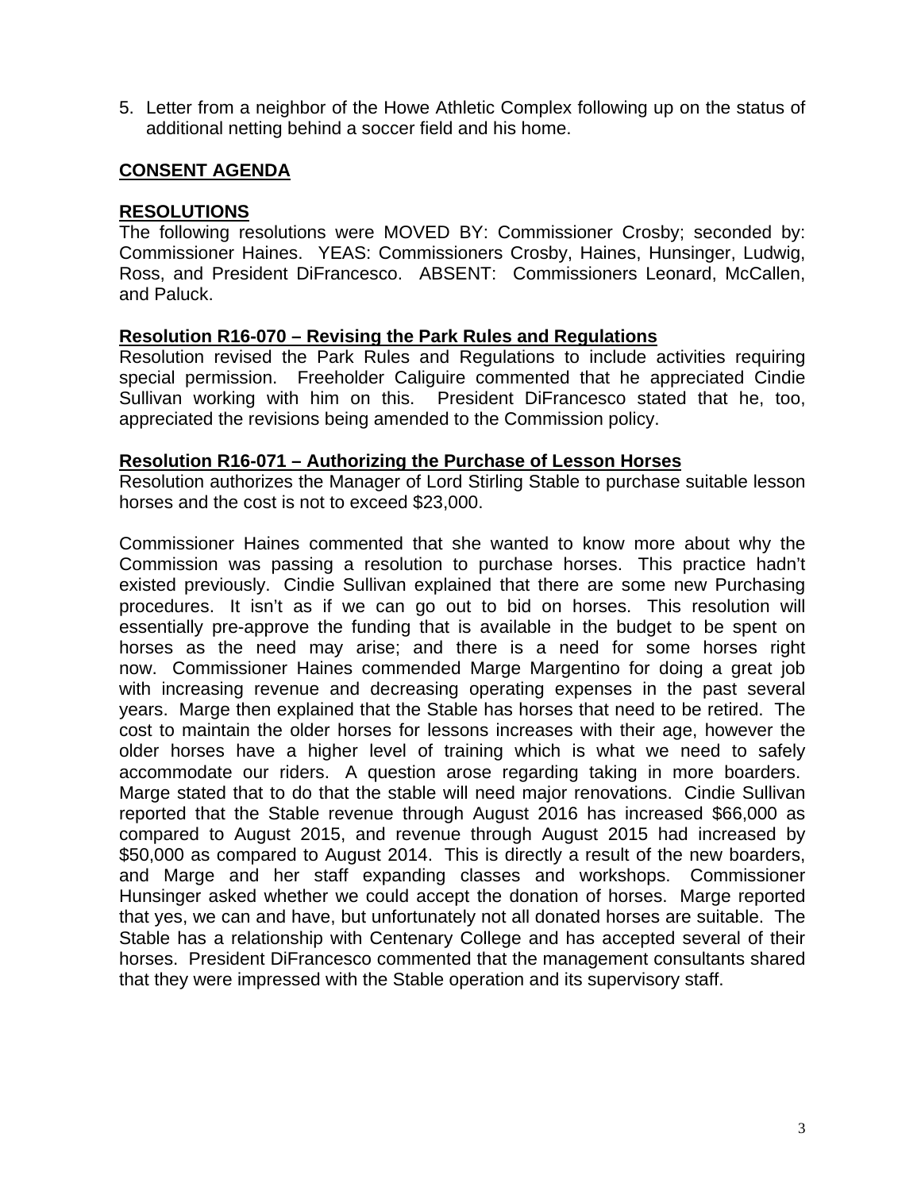5. Letter from a neighbor of the Howe Athletic Complex following up on the status of additional netting behind a soccer field and his home.

## **CONSENT AGENDA**

### **RESOLUTIONS**

The following resolutions were MOVED BY: Commissioner Crosby; seconded by: Commissioner Haines. YEAS: Commissioners Crosby, Haines, Hunsinger, Ludwig, Ross, and President DiFrancesco. ABSENT: Commissioners Leonard, McCallen, and Paluck.

### **Resolution R16-070 – Revising the Park Rules and Regulations**

Resolution revised the Park Rules and Regulations to include activities requiring special permission. Freeholder Caliguire commented that he appreciated Cindie Sullivan working with him on this. President DiFrancesco stated that he, too, appreciated the revisions being amended to the Commission policy.

### **Resolution R16-071 – Authorizing the Purchase of Lesson Horses**

Resolution authorizes the Manager of Lord Stirling Stable to purchase suitable lesson horses and the cost is not to exceed $23,000.

Commissioner Haines commented that she wanted to know more about why the Commission was passing a resolution to purchase horses. This practice hadn't existed previously. Cindie Sullivan explained that there are some new Purchasing procedures. It isn't as if we can go out to bid on horses. This resolution will essentially pre-approve the funding that is available in the budget to be spent on horses as the need may arise; and there is a need for some horses right now. Commissioner Haines commended Marge Margentino for doing a great job with increasing revenue and decreasing operating expenses in the past several years. Marge then explained that the Stable has horses that need to be retired. The cost to maintain the older horses for lessons increases with their age, however the older horses have a higher level of training which is what we need to safely accommodate our riders. A question arose regarding taking in more boarders. Marge stated that to do that the stable will need major renovations. Cindie Sullivan reported that the Stable revenue through August 2016 has increased $66,000 as compared to August 2015, and revenue through August 2015 had increased by $50,000 as compared to August 2014. This is directly a result of the new boarders, and Marge and her staff expanding classes and workshops. Commissioner Hunsinger asked whether we could accept the donation of horses. Marge reported that yes, we can and have, but unfortunately not all donated horses are suitable. The Stable has a relationship with Centenary College and has accepted several of their horses. President DiFrancesco commented that the management consultants shared that they were impressed with the Stable operation and its supervisory staff.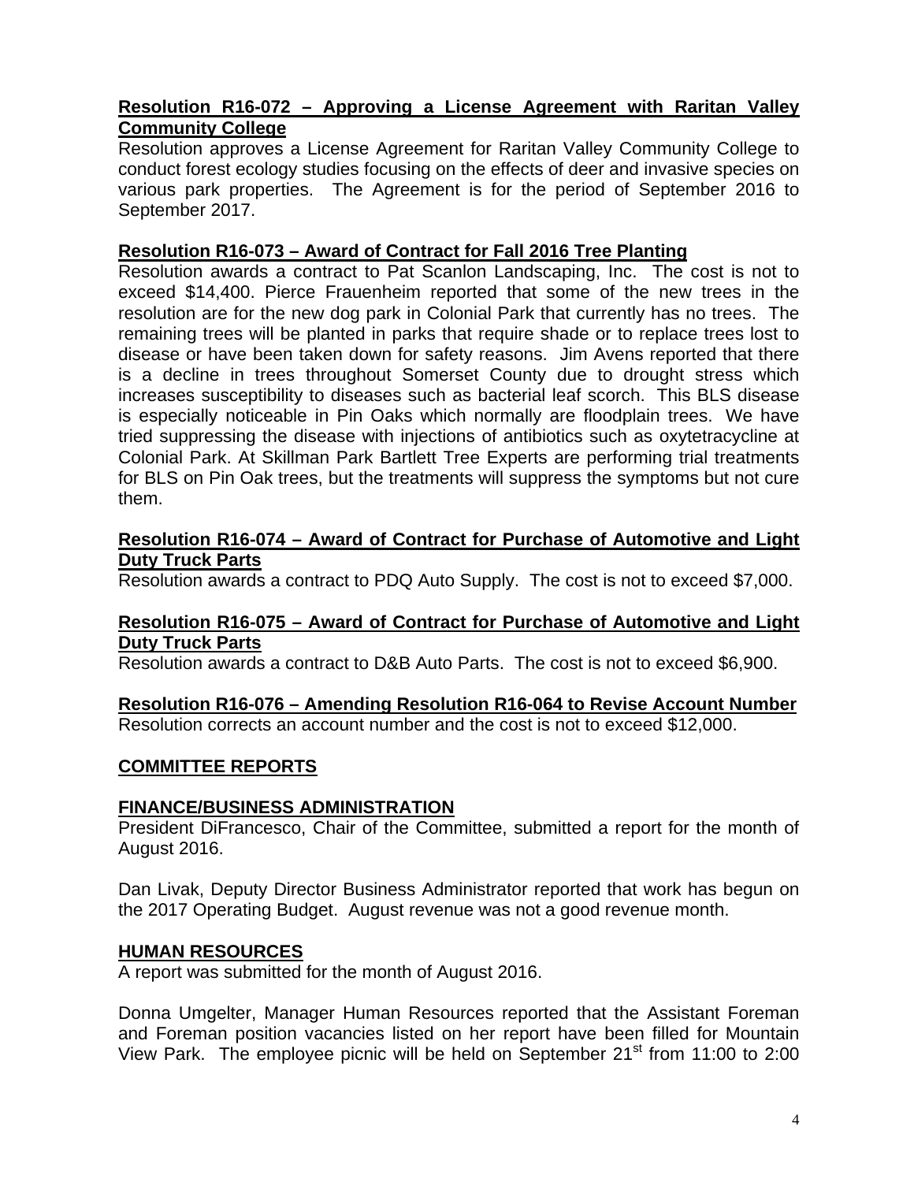**Resolution R16-072 – Approving a License Agreement with Raritan Valley Community College**

Resolution approves a License Agreement for Raritan Valley Community College to conduct forest ecology studies focusing on the effects of deer and invasive species on various park properties. The Agreement is for the period of September 2016 to September 2017.

**Resolution R16-073 – Award of Contract for Fall 2016 Tree Planting**

Resolution awards a contract to Pat Scanlon Landscaping, Inc. The cost is not to exceed $14,400. Pierce Frauenheim reported that some of the new trees in the resolution are for the new dog park in Colonial Park that currently has no trees. The remaining trees will be planted in parks that require shade or to replace trees lost to disease or have been taken down for safety reasons. Jim Avens reported that there is a decline in trees throughout Somerset County due to drought stress which increases susceptibility to diseases such as bacterial leaf scorch. This BLS disease is especially noticeable in Pin Oaks which normally are floodplain trees. We have tried suppressing the disease with injections of antibiotics such as oxytetracycline at Colonial Park. At Skillman Park Bartlett Tree Experts are performing trial treatments for BLS on Pin Oak trees, but the treatments will suppress the symptoms but not cure them.

**Resolution R16-074 – Award of Contract for Purchase of Automotive and Light Duty Truck Parts**

Resolution awards a contract to PDQ Auto Supply. The cost is not to exceed $7,000.

**Resolution R16-075 – Award of Contract for Purchase of Automotive and Light Duty Truck Parts**

Resolution awards a contract to D&B Auto Parts. The cost is not to exceed $6,900.

**Resolution R16-076 – Amending Resolution R16-064 to Revise Account Number**

Resolution corrects an account number and the cost is not to exceed $12,000.

## COMMITTEE REPORTS

### FINANCE/BUSINESS ADMINISTRATION

President DiFrancesco, Chair of the Committee, submitted a report for the month of August 2016.

Dan Livak, Deputy Director Business Administrator reported that work has begun on the 2017 Operating Budget. August revenue was not a good revenue month.

### HUMAN RESOURCES

A report was submitted for the month of August 2016.

Donna Umgelter, Manager Human Resources reported that the Assistant Foreman and Foreman position vacancies listed on her report have been filled for Mountain View Park. The employee picnic will be held on September 21st from 11:00 to 2:00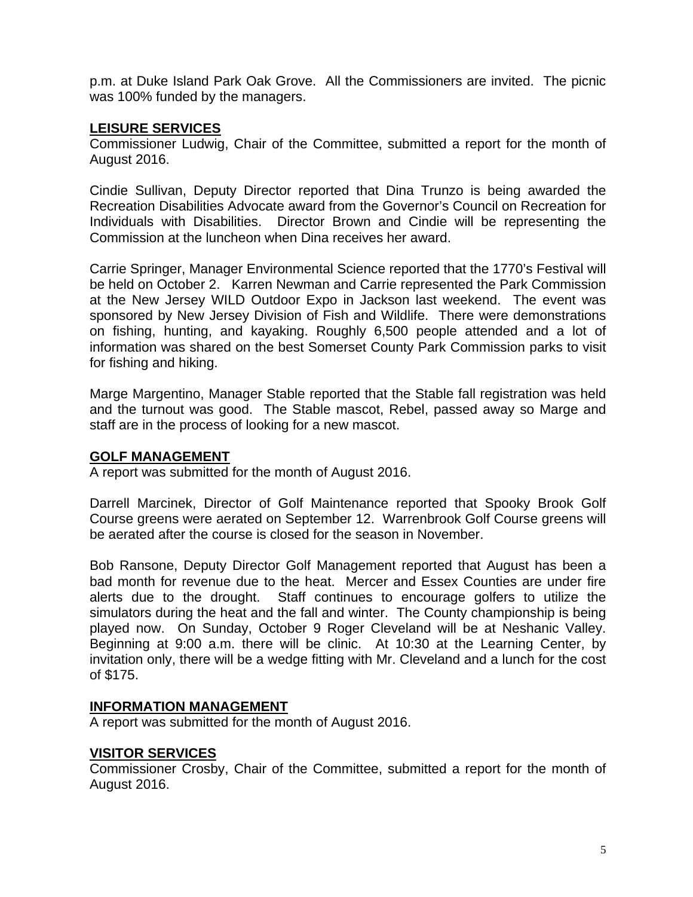p.m. at Duke Island Park Oak Grove. All the Commissioners are invited. The picnic was 100% funded by the managers.

## LEISURE SERVICES

Commissioner Ludwig, Chair of the Committee, submitted a report for the month of August 2016.

Cindie Sullivan, Deputy Director reported that Dina Trunzo is being awarded the Recreation Disabilities Advocate award from the Governor's Council on Recreation for Individuals with Disabilities. Director Brown and Cindie will be representing the Commission at the luncheon when Dina receives her award.

Carrie Springer, Manager Environmental Science reported that the 1770's Festival will be held on October 2. Karren Newman and Carrie represented the Park Commission at the New Jersey WILD Outdoor Expo in Jackson last weekend. The event was sponsored by New Jersey Division of Fish and Wildlife. There were demonstrations on fishing, hunting, and kayaking. Roughly 6,500 people attended and a lot of information was shared on the best Somerset County Park Commission parks to visit for fishing and hiking.

Marge Margentino, Manager Stable reported that the Stable fall registration was held and the turnout was good. The Stable mascot, Rebel, passed away so Marge and staff are in the process of looking for a new mascot.

## GOLF MANAGEMENT

A report was submitted for the month of August 2016.

Darrell Marcinek, Director of Golf Maintenance reported that Spooky Brook Golf Course greens were aerated on September 12. Warrenbrook Golf Course greens will be aerated after the course is closed for the season in November.

Bob Ransone, Deputy Director Golf Management reported that August has been a bad month for revenue due to the heat. Mercer and Essex Counties are under fire alerts due to the drought. Staff continues to encourage golfers to utilize the simulators during the heat and the fall and winter. The County championship is being played now. On Sunday, October 9 Roger Cleveland will be at Neshanic Valley. Beginning at 9:00 a.m. there will be clinic. At 10:30 at the Learning Center, by invitation only, there will be a wedge fitting with Mr. Cleveland and a lunch for the cost of $175.

## INFORMATION MANAGEMENT

A report was submitted for the month of August 2016.

## VISITOR SERVICES

Commissioner Crosby, Chair of the Committee, submitted a report for the month of August 2016.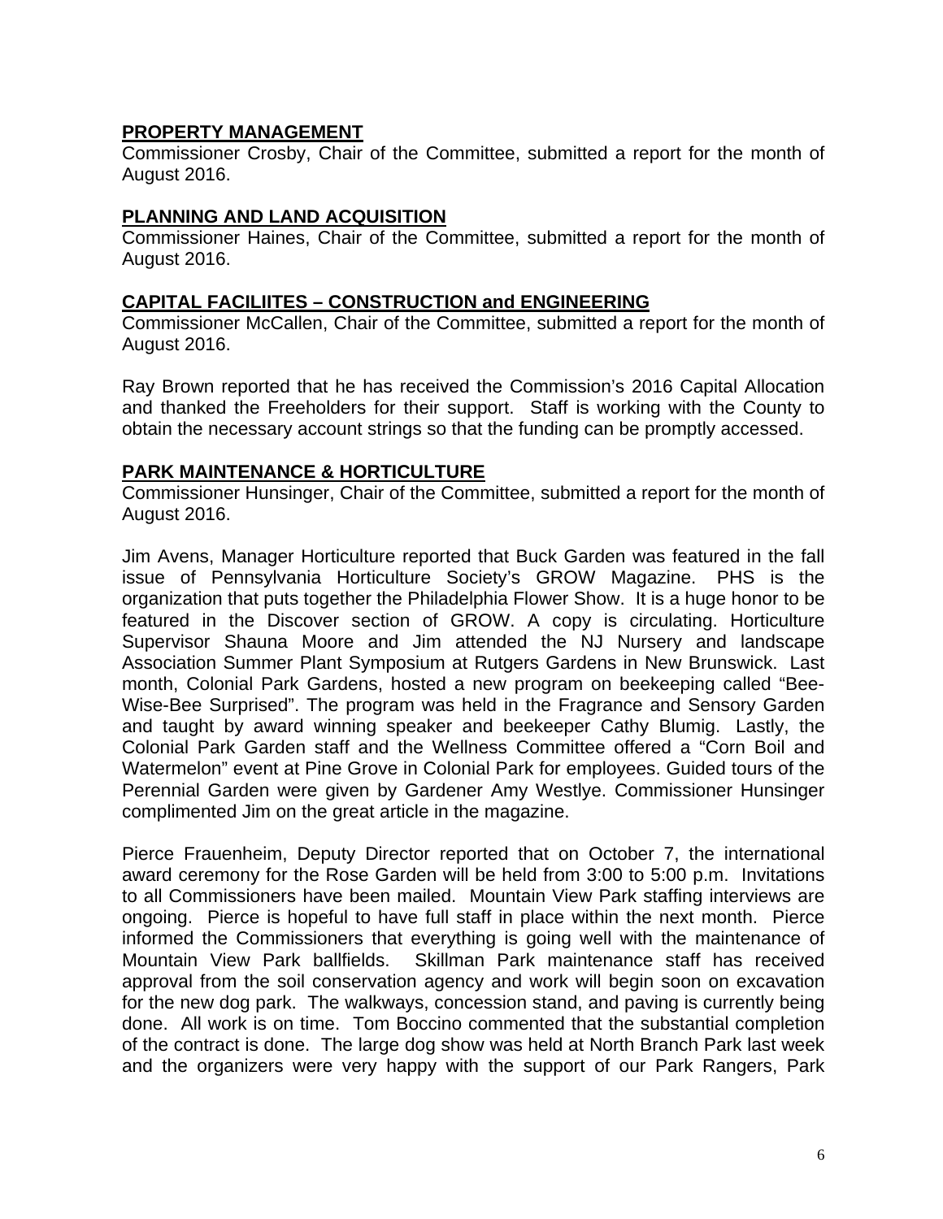**PROPERTY MANAGEMENT**

Commissioner Crosby, Chair of the Committee, submitted a report for the month of August 2016.

**PLANNING AND LAND ACQUISITION**

Commissioner Haines, Chair of the Committee, submitted a report for the month of August 2016.

**CAPITAL FACILIITES – CONSTRUCTION and ENGINEERING**

Commissioner McCallen, Chair of the Committee, submitted a report for the month of August 2016.

Ray Brown reported that he has received the Commission's 2016 Capital Allocation and thanked the Freeholders for their support. Staff is working with the County to obtain the necessary account strings so that the funding can be promptly accessed.

**PARK MAINTENANCE & HORTICULTURE**

Commissioner Hunsinger, Chair of the Committee, submitted a report for the month of August 2016.

Jim Avens, Manager Horticulture reported that Buck Garden was featured in the fall issue of Pennsylvania Horticulture Society's GROW Magazine. PHS is the organization that puts together the Philadelphia Flower Show. It is a huge honor to be featured in the Discover section of GROW. A copy is circulating. Horticulture Supervisor Shauna Moore and Jim attended the NJ Nursery and landscape Association Summer Plant Symposium at Rutgers Gardens in New Brunswick. Last month, Colonial Park Gardens, hosted a new program on beekeeping called "Bee-Wise-Bee Surprised". The program was held in the Fragrance and Sensory Garden and taught by award winning speaker and beekeeper Cathy Blumig. Lastly, the Colonial Park Garden staff and the Wellness Committee offered a "Corn Boil and Watermelon" event at Pine Grove in Colonial Park for employees. Guided tours of the Perennial Garden were given by Gardener Amy Westlye. Commissioner Hunsinger complimented Jim on the great article in the magazine.

Pierce Frauenheim, Deputy Director reported that on October 7, the international award ceremony for the Rose Garden will be held from 3:00 to 5:00 p.m. Invitations to all Commissioners have been mailed. Mountain View Park staffing interviews are ongoing. Pierce is hopeful to have full staff in place within the next month. Pierce informed the Commissioners that everything is going well with the maintenance of Mountain View Park ballfields. Skillman Park maintenance staff has received approval from the soil conservation agency and work will begin soon on excavation for the new dog park. The walkways, concession stand, and paving is currently being done. All work is on time. Tom Boccino commented that the substantial completion of the contract is done. The large dog show was held at North Branch Park last week and the organizers were very happy with the support of our Park Rangers, Park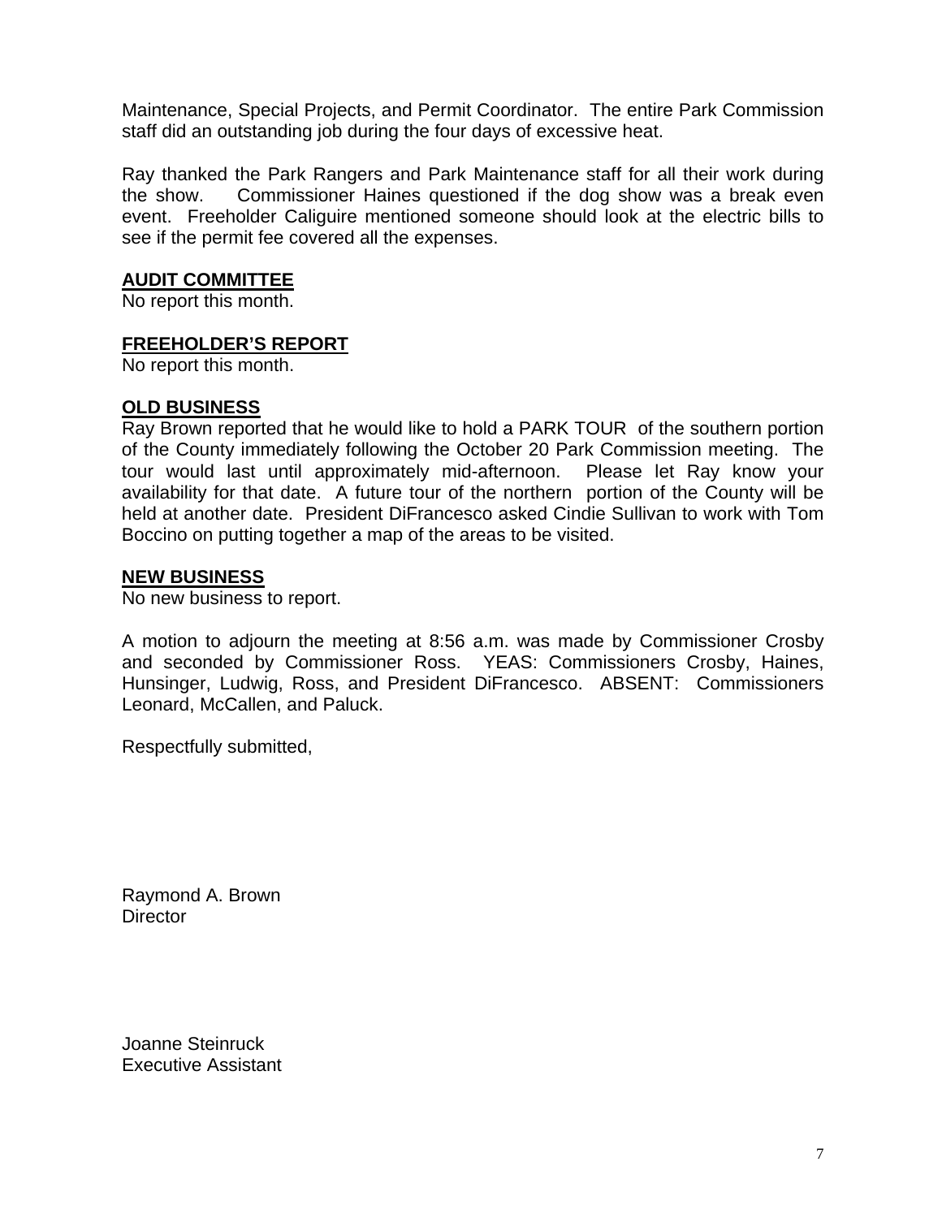Maintenance, Special Projects, and Permit Coordinator. The entire Park Commission staff did an outstanding job during the four days of excessive heat.

Ray thanked the Park Rangers and Park Maintenance staff for all their work during the show. Commissioner Haines questioned if the dog show was a break even event. Freeholder Caliguire mentioned someone should look at the electric bills to see if the permit fee covered all the expenses.

## AUDIT COMMITTEE

No report this month.

## FREEHOLDER'S REPORT

No report this month.

## OLD BUSINESS

Ray Brown reported that he would like to hold a PARK TOUR of the southern portion of the County immediately following the October 20 Park Commission meeting. The tour would last until approximately mid-afternoon. Please let Ray know your availability for that date. A future tour of the northern portion of the County will be held at another date. President DiFrancesco asked Cindie Sullivan to work with Tom Boccino on putting together a map of the areas to be visited.

## NEW BUSINESS

No new business to report.

A motion to adjourn the meeting at 8:56 a.m. was made by Commissioner Crosby and seconded by Commissioner Ross. YEAS: Commissioners Crosby, Haines, Hunsinger, Ludwig, Ross, and President DiFrancesco. ABSENT: Commissioners Leonard, McCallen, and Paluck.

Respectfully submitted,

Raymond A. Brown
Director

Joanne Steinruck
Executive Assistant